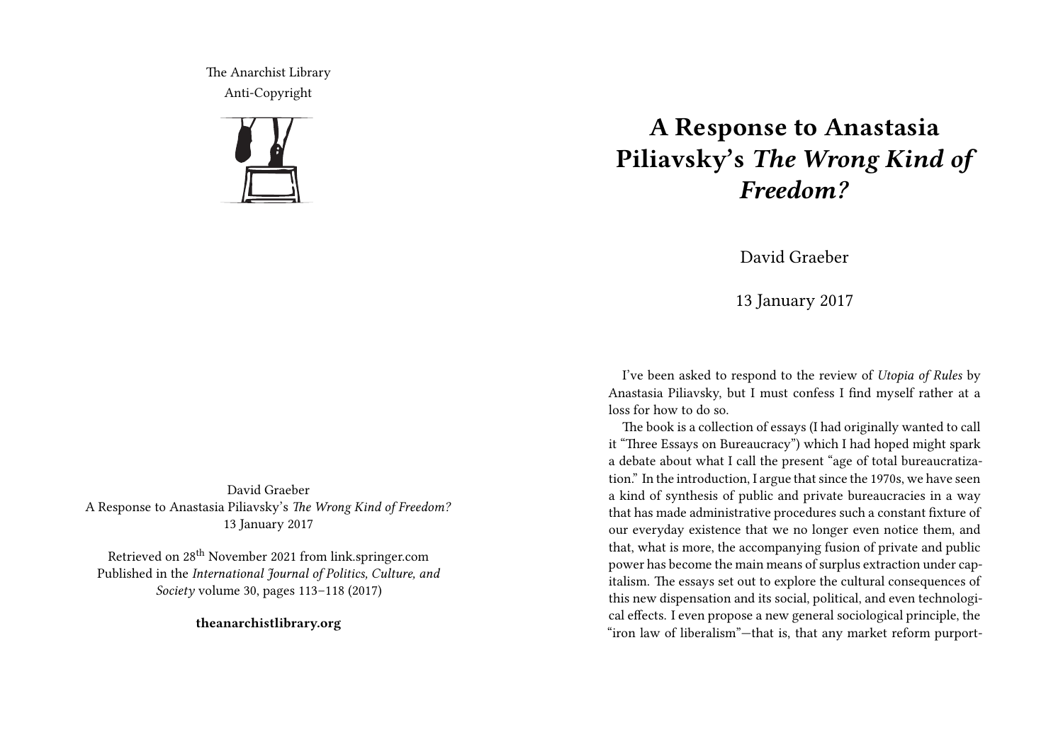The Anarchist Library
Anti-Copyright

David Graeber
A Response to Anastasia Piliavsky's *The Wrong Kind of Freedom?*
13 January 2017

Retrieved on 28th November 2021 from link.springer.com
Published in the *International Journal of Politics, Culture, and Society* volume 30, pages 113–118 (2017)

**theanarchistlibrary.org**

# A Response to Anastasia Piliavsky's *The Wrong Kind of Freedom?*

David Graeber

13 January 2017

I've been asked to respond to the review of *Utopia of Rules* by Anastasia Piliavsky, but I must confess I find myself rather at a loss for how to do so.

The book is a collection of essays (I had originally wanted to call it "Three Essays on Bureaucracy") which I had hoped might spark a debate about what I call the present "age of total bureaucratization." In the introduction, I argue that since the 1970s, we have seen a kind of synthesis of public and private bureaucracies in a way that has made administrative procedures such a constant fixture of our everyday existence that we no longer even notice them, and that, what is more, the accompanying fusion of private and public power has become the main means of surplus extraction under capitalism. The essays set out to explore the cultural consequences of this new dispensation and its social, political, and even technological effects. I even propose a new general sociological principle, the "iron law of liberalism"—that is, that any market reform purport-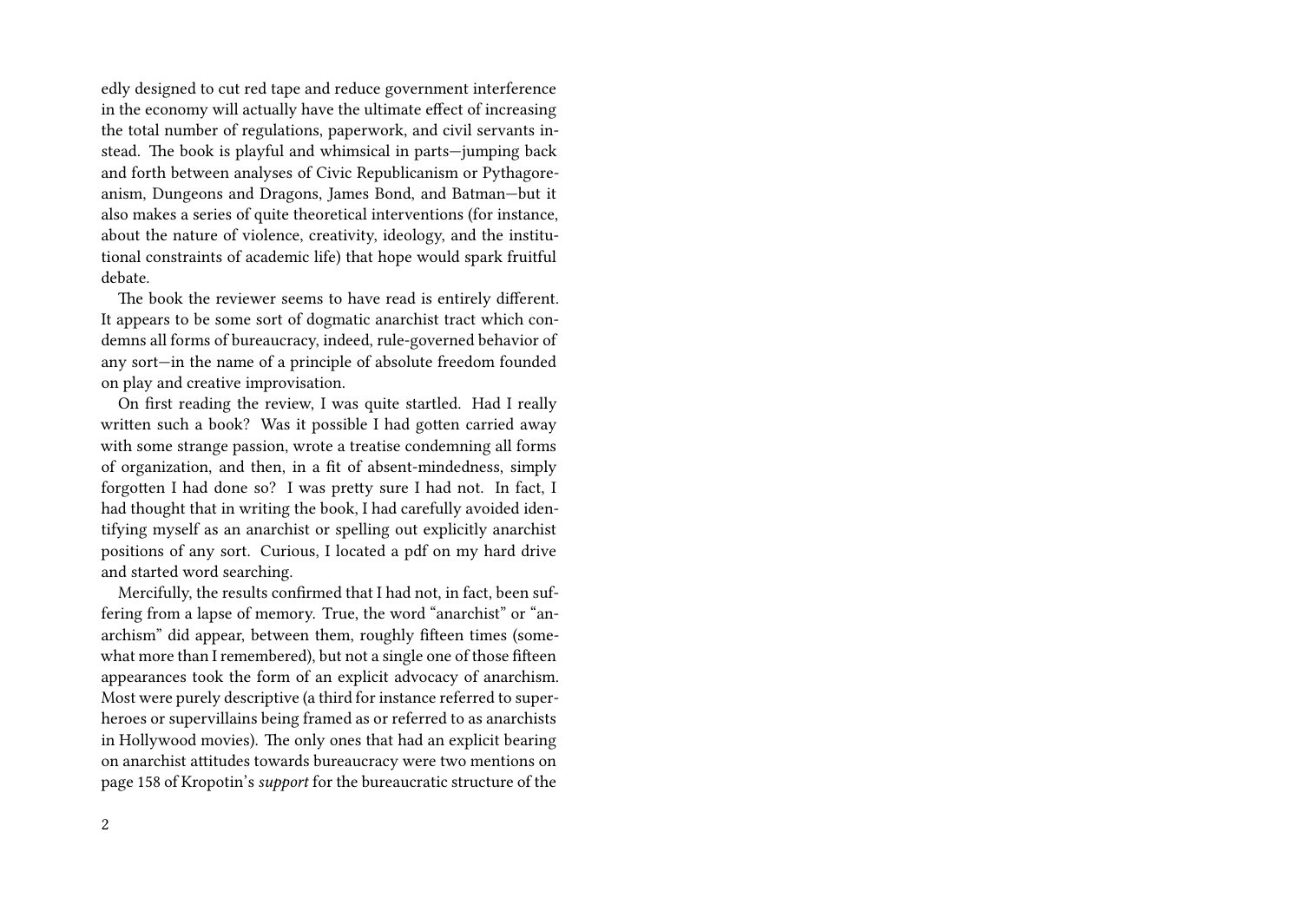edly designed to cut red tape and reduce government interference in the economy will actually have the ultimate effect of increasing the total number of regulations, paperwork, and civil servants instead. The book is playful and whimsical in parts—jumping back and forth between analyses of Civic Republicanism or Pythagoreanism, Dungeons and Dragons, James Bond, and Batman—but it also makes a series of quite theoretical interventions (for instance, about the nature of violence, creativity, ideology, and the institutional constraints of academic life) that hope would spark fruitful debate.

The book the reviewer seems to have read is entirely different. It appears to be some sort of dogmatic anarchist tract which condemns all forms of bureaucracy, indeed, rule-governed behavior of any sort—in the name of a principle of absolute freedom founded on play and creative improvisation.

On first reading the review, I was quite startled. Had I really written such a book? Was it possible I had gotten carried away with some strange passion, wrote a treatise condemning all forms of organization, and then, in a fit of absent-mindedness, simply forgotten I had done so? I was pretty sure I had not. In fact, I had thought that in writing the book, I had carefully avoided identifying myself as an anarchist or spelling out explicitly anarchist positions of any sort. Curious, I located a pdf on my hard drive and started word searching.

Mercifully, the results confirmed that I had not, in fact, been suffering from a lapse of memory. True, the word "anarchist" or "anarchism" did appear, between them, roughly fifteen times (somewhat more than I remembered), but not a single one of those fifteen appearances took the form of an explicit advocacy of anarchism. Most were purely descriptive (a third for instance referred to superheroes or supervillains being framed as or referred to as anarchists in Hollywood movies). The only ones that had an explicit bearing on anarchist attitudes towards bureaucracy were two mentions on page 158 of Kropotin's *support* for the bureaucratic structure of the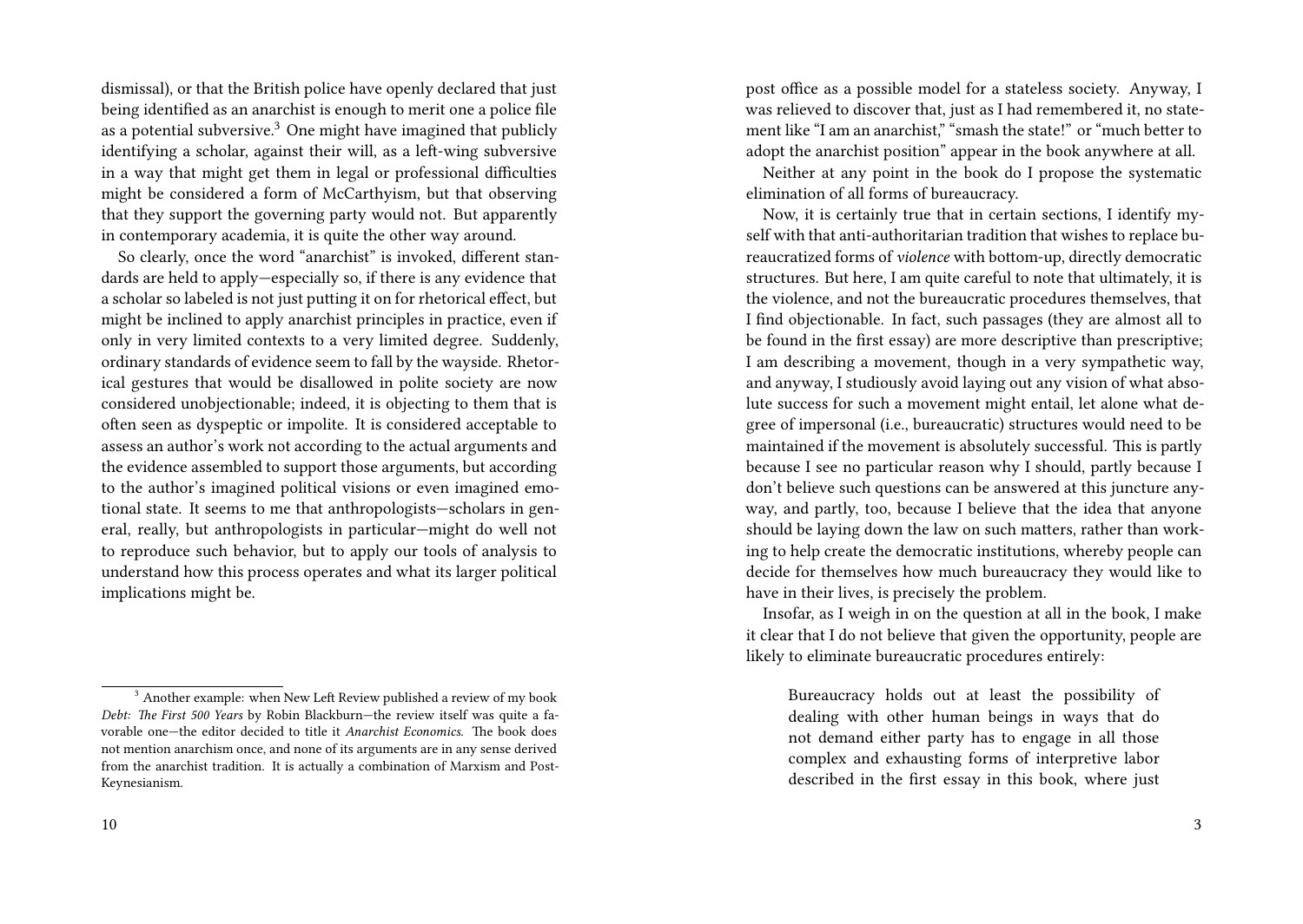dismissal), or that the British police have openly declared that just being identified as an anarchist is enough to merit one a police file as a potential subversive.[3] One might have imagined that publicly identifying a scholar, against their will, as a left-wing subversive in a way that might get them in legal or professional difficulties might be considered a form of McCarthyism, but that observing that they support the governing party would not. But apparently in contemporary academia, it is quite the other way around.

So clearly, once the word "anarchist" is invoked, different standards are held to apply—especially so, if there is any evidence that a scholar so labeled is not just putting it on for rhetorical effect, but might be inclined to apply anarchist principles in practice, even if only in very limited contexts to a very limited degree. Suddenly, ordinary standards of evidence seem to fall by the wayside. Rhetorical gestures that would be disallowed in polite society are now considered unobjectionable; indeed, it is objecting to them that is often seen as dyspeptic or impolite. It is considered acceptable to assess an author's work not according to the actual arguments and the evidence assembled to support those arguments, but according to the author's imagined political visions or even imagined emotional state. It seems to me that anthropologists—scholars in general, really, but anthropologists in particular—might do well not to reproduce such behavior, but to apply our tools of analysis to understand how this process operates and what its larger political implications might be.

[3] Another example: when New Left Review published a review of my book *Debt: The First 500 Years* by Robin Blackburn—the review itself was quite a favorable one—the editor decided to title it *Anarchist Economics*. The book does not mention anarchism once, and none of its arguments are in any sense derived from the anarchist tradition. It is actually a combination of Marxism and Post-Keynesianism.

post office as a possible model for a stateless society. Anyway, I was relieved to discover that, just as I had remembered it, no statement like "I am an anarchist," "smash the state!" or "much better to adopt the anarchist position" appear in the book anywhere at all.

Neither at any point in the book do I propose the systematic elimination of all forms of bureaucracy.

Now, it is certainly true that in certain sections, I identify myself with that anti-authoritarian tradition that wishes to replace bureaucratized forms of *violence* with bottom-up, directly democratic structures. But here, I am quite careful to note that ultimately, it is the violence, and not the bureaucratic procedures themselves, that I find objectionable. In fact, such passages (they are almost all to be found in the first essay) are more descriptive than prescriptive; I am describing a movement, though in a very sympathetic way, and anyway, I studiously avoid laying out any vision of what absolute success for such a movement might entail, let alone what degree of impersonal (i.e., bureaucratic) structures would need to be maintained if the movement is absolutely successful. This is partly because I see no particular reason why I should, partly because I don't believe such questions can be answered at this juncture anyway, and partly, too, because I believe that the idea that anyone should be laying down the law on such matters, rather than working to help create the democratic institutions, whereby people can decide for themselves how much bureaucracy they would like to have in their lives, is precisely the problem.

Insofar, as I weigh in on the question at all in the book, I make it clear that I do not believe that given the opportunity, people are likely to eliminate bureaucratic procedures entirely:

> Bureaucracy holds out at least the possibility of dealing with other human beings in ways that do not demand either party has to engage in all those complex and exhausting forms of interpretive labor described in the first essay in this book, where just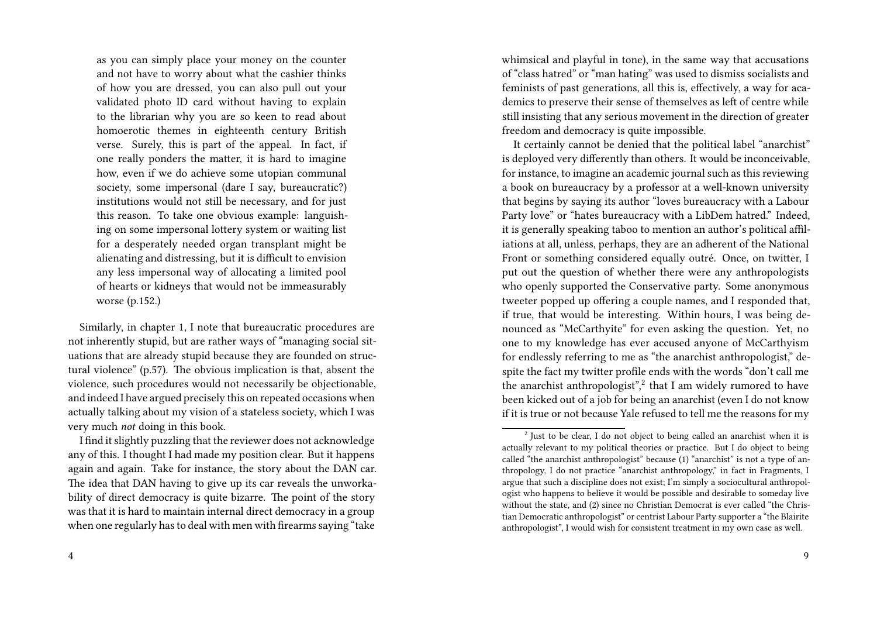> as you can simply place your money on the counter and not have to worry about what the cashier thinks of how you are dressed, you can also pull out your validated photo ID card without having to explain to the librarian why you are so keen to read about homoerotic themes in eighteenth century British verse. Surely, this is part of the appeal. In fact, if one really ponders the matter, it is hard to imagine how, even if we do achieve some utopian communal society, some impersonal (dare I say, bureaucratic?) institutions would not still be necessary, and for just this reason. To take one obvious example: languishing on some impersonal lottery system or waiting list for a desperately needed organ transplant might be alienating and distressing, but it is difficult to envision any less impersonal way of allocating a limited pool of hearts or kidneys that would not be immeasurably worse (p.152.)

Similarly, in chapter 1, I note that bureaucratic procedures are not inherently stupid, but are rather ways of "managing social situations that are already stupid because they are founded on structural violence" (p.57). The obvious implication is that, absent the violence, such procedures would not necessarily be objectionable, and indeed I have argued precisely this on repeated occasions when actually talking about my vision of a stateless society, which I was very much *not* doing in this book.

I find it slightly puzzling that the reviewer does not acknowledge any of this. I thought I had made my position clear. But it happens again and again. Take for instance, the story about the DAN car. The idea that DAN having to give up its car reveals the unworkability of direct democracy is quite bizarre. The point of the story was that it is hard to maintain internal direct democracy in a group when one regularly has to deal with men with firearms saying "take

whimsical and playful in tone), in the same way that accusations of "class hatred" or "man hating" was used to dismiss socialists and feminists of past generations, all this is, effectively, a way for academics to preserve their sense of themselves as left of centre while still insisting that any serious movement in the direction of greater freedom and democracy is quite impossible.

It certainly cannot be denied that the political label "anarchist" is deployed very differently than others. It would be inconceivable, for instance, to imagine an academic journal such as this reviewing a book on bureaucracy by a professor at a well-known university that begins by saying its author "loves bureaucracy with a Labour Party love" or "hates bureaucracy with a LibDem hatred." Indeed, it is generally speaking taboo to mention an author's political affiliations at all, unless, perhaps, they are an adherent of the National Front or something considered equally outré. Once, on twitter, I put out the question of whether there were any anthropologists who openly supported the Conservative party. Some anonymous tweeter popped up offering a couple names, and I responded that, if true, that would be interesting. Within hours, I was being denounced as "McCarthyite" for even asking the question. Yet, no one to my knowledge has ever accused anyone of McCarthyism for endlessly referring to me as "the anarchist anthropologist," despite the fact my twitter profile ends with the words "don't call me the anarchist anthropologist",[2] that I am widely rumored to have been kicked out of a job for being an anarchist (even I do not know if it is true or not because Yale refused to tell me the reasons for my

[2] Just to be clear, I do not object to being called an anarchist when it is actually relevant to my political theories or practice. But I do object to being called "the anarchist anthropologist" because (1) "anarchist" is not a type of anthropology, I do not practice "anarchist anthropology," in fact in Fragments, I argue that such a discipline does not exist; I'm simply a sociocultural anthropologist who happens to believe it would be possible and desirable to someday live without the state, and (2) since no Christian Democrat is ever called "the Christian Democratic anthropologist" or centrist Labour Party supporter a "the Blairite anthropologist", I would wish for consistent treatment in my own case as well.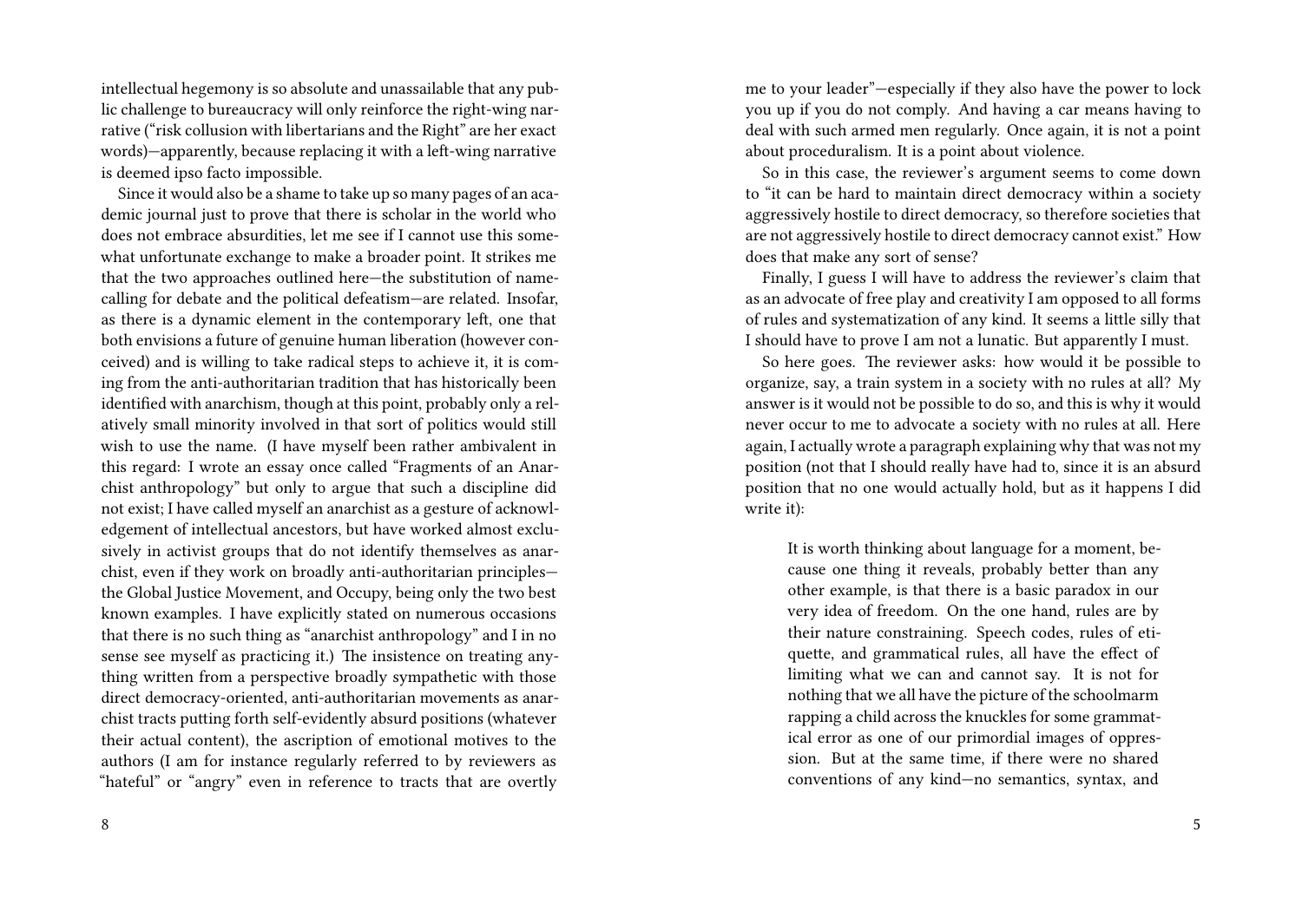intellectual hegemony is so absolute and unassailable that any public challenge to bureaucracy will only reinforce the right-wing narrative ("risk collusion with libertarians and the Right" are her exact words)—apparently, because replacing it with a left-wing narrative is deemed ipso facto impossible.

Since it would also be a shame to take up so many pages of an academic journal just to prove that there is scholar in the world who does not embrace absurdities, let me see if I cannot use this somewhat unfortunate exchange to make a broader point. It strikes me that the two approaches outlined here—the substitution of name-calling for debate and the political defeatism—are related. Insofar, as there is a dynamic element in the contemporary left, one that both envisions a future of genuine human liberation (however conceived) and is willing to take radical steps to achieve it, it is coming from the anti-authoritarian tradition that has historically been identified with anarchism, though at this point, probably only a relatively small minority involved in that sort of politics would still wish to use the name. (I have myself been rather ambivalent in this regard: I wrote an essay once called "Fragments of an Anarchist anthropology" but only to argue that such a discipline did not exist; I have called myself an anarchist as a gesture of acknowledgement of intellectual ancestors, but have worked almost exclusively in activist groups that do not identify themselves as anarchist, even if they work on broadly anti-authoritarian principles—the Global Justice Movement, and Occupy, being only the two best known examples. I have explicitly stated on numerous occasions that there is no such thing as "anarchist anthropology" and I in no sense see myself as practicing it.) The insistence on treating anything written from a perspective broadly sympathetic with those direct democracy-oriented, anti-authoritarian movements as anarchist tracts putting forth self-evidently absurd positions (whatever their actual content), the ascription of emotional motives to the authors (I am for instance regularly referred to by reviewers as "hateful" or "angry" even in reference to tracts that are overtly

me to your leader"—especially if they also have the power to lock you up if you do not comply. And having a car means having to deal with such armed men regularly. Once again, it is not a point about proceduralism. It is a point about violence.

So in this case, the reviewer's argument seems to come down to "it can be hard to maintain direct democracy within a society aggressively hostile to direct democracy, so therefore societies that are not aggressively hostile to direct democracy cannot exist." How does that make any sort of sense?

Finally, I guess I will have to address the reviewer's claim that as an advocate of free play and creativity I am opposed to all forms of rules and systematization of any kind. It seems a little silly that I should have to prove I am not a lunatic. But apparently I must.

So here goes. The reviewer asks: how would it be possible to organize, say, a train system in a society with no rules at all? My answer is it would not be possible to do so, and this is why it would never occur to me to advocate a society with no rules at all. Here again, I actually wrote a paragraph explaining why that was not my position (not that I should really have had to, since it is an absurd position that no one would actually hold, but as it happens I did write it):

> It is worth thinking about language for a moment, because one thing it reveals, probably better than any other example, is that there is a basic paradox in our very idea of freedom. On the one hand, rules are by their nature constraining. Speech codes, rules of etiquette, and grammatical rules, all have the effect of limiting what we can and cannot say. It is not for nothing that we all have the picture of the schoolmarm rapping a child across the knuckles for some grammatical error as one of our primordial images of oppression. But at the same time, if there were no shared conventions of any kind—no semantics, syntax, and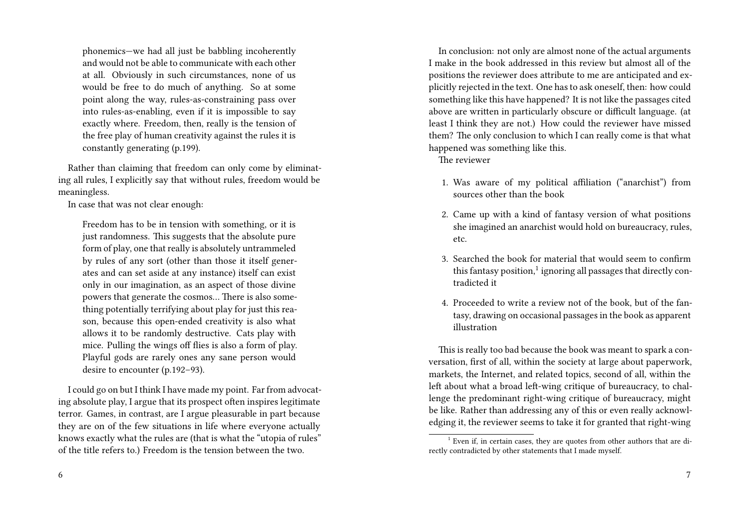phonemics—we had all just be babbling incoherently and would not be able to communicate with each other at all. Obviously in such circumstances, none of us would be free to do much of anything. So at some point along the way, rules-as-constraining pass over into rules-as-enabling, even if it is impossible to say exactly where. Freedom, then, really is the tension of the free play of human creativity against the rules it is constantly generating (p.199).

Rather than claiming that freedom can only come by eliminating all rules, I explicitly say that without rules, freedom would be meaningless.

In case that was not clear enough:

> Freedom has to be in tension with something, or it is just randomness. This suggests that the absolute pure form of play, one that really is absolutely untrammeled by rules of any sort (other than those it itself generates and can set aside at any instance) itself can exist only in our imagination, as an aspect of those divine powers that generate the cosmos… There is also something potentially terrifying about play for just this reason, because this open-ended creativity is also what allows it to be randomly destructive. Cats play with mice. Pulling the wings off flies is also a form of play. Playful gods are rarely ones any sane person would desire to encounter (p.192–93).

I could go on but I think I have made my point. Far from advocating absolute play, I argue that its prospect often inspires legitimate terror. Games, in contrast, are I argue pleasurable in part because they are on of the few situations in life where everyone actually knows exactly what the rules are (that is what the "utopia of rules" of the title refers to.) Freedom is the tension between the two.

In conclusion: not only are almost none of the actual arguments I make in the book addressed in this review but almost all of the positions the reviewer does attribute to me are anticipated and explicitly rejected in the text. One has to ask oneself, then: how could something like this have happened? It is not like the passages cited above are written in particularly obscure or difficult language. (at least I think they are not.) How could the reviewer have missed them? The only conclusion to which I can really come is that what happened was something like this.

The reviewer

1. Was aware of my political affiliation ("anarchist") from sources other than the book
2. Came up with a kind of fantasy version of what positions she imagined an anarchist would hold on bureaucracy, rules, etc.
3. Searched the book for material that would seem to confirm this fantasy position,[1] ignoring all passages that directly contradicted it
4. Proceeded to write a review not of the book, but of the fantasy, drawing on occasional passages in the book as apparent illustration

This is really too bad because the book was meant to spark a conversation, first of all, within the society at large about paperwork, markets, the Internet, and related topics, second of all, within the left about what a broad left-wing critique of bureaucracy, to challenge the predominant right-wing critique of bureaucracy, might be like. Rather than addressing any of this or even really acknowledging it, the reviewer seems to take it for granted that right-wing

[1] Even if, in certain cases, they are quotes from other authors that are directly contradicted by other statements that I made myself.